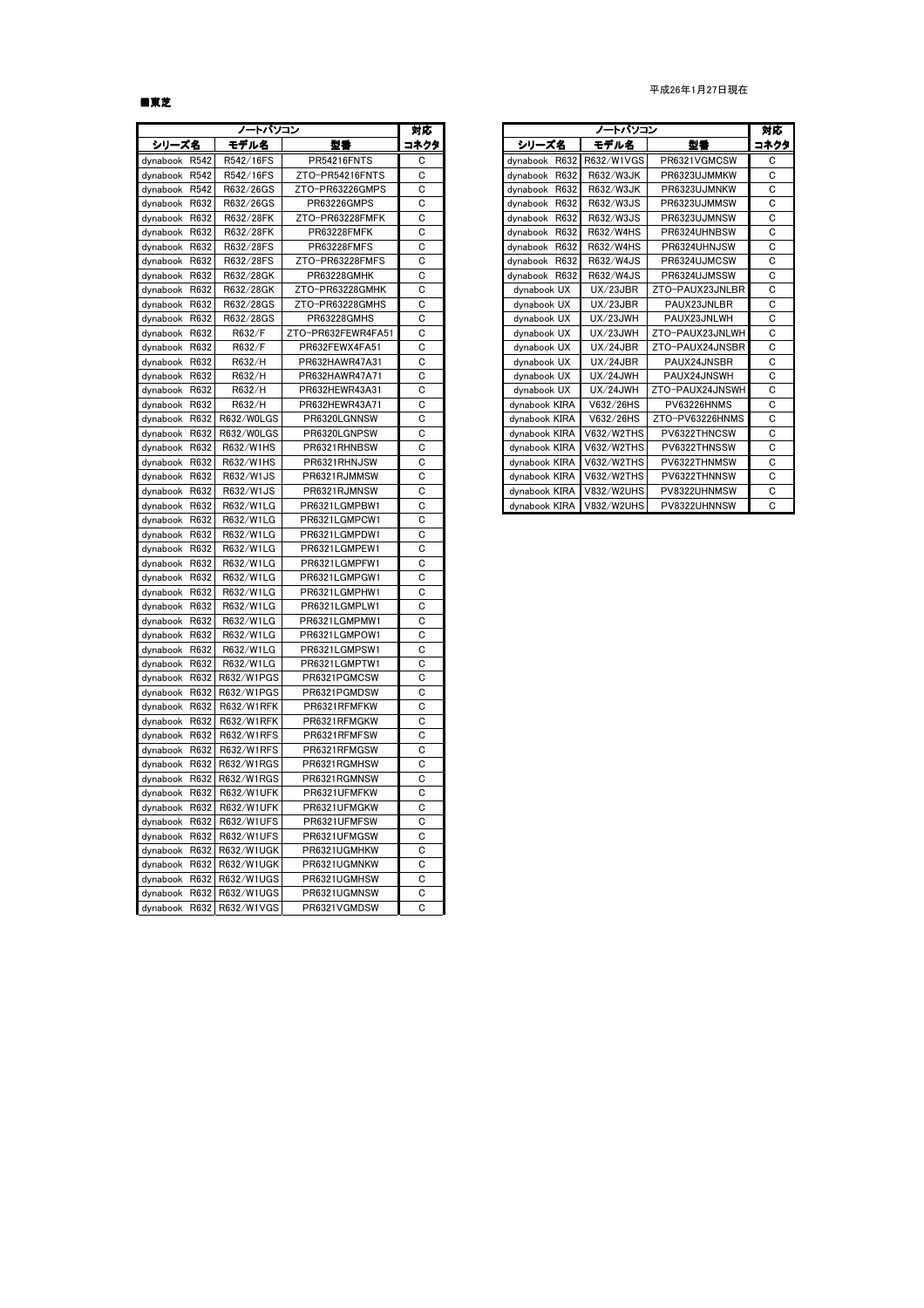平成26年1月27日現在

■東芝

| ノートパソコン | | | 対応 |
| --- | --- | --- | --- |
| シリーズ名 | モデル名 | 型番 | コネクタ |
| dynabook R542 | R542/16FS | PR54216FNTS | C |
| dynabook R542 | R542/16FS | ZTO-PR54216FNTS | C |
| dynabook R542 | R632/26GS | ZTO-PR63226GMPS | C |
| dynabook R632 | R632/26GS | PR63226GMPS | C |
| dynabook R632 | R632/28FK | ZTO-PR63228FMFK | C |
| dynabook R632 | R632/28FK | PR63228FMFK | C |
| dynabook R632 | R632/28FS | PR63228FMFS | C |
| dynabook R632 | R632/28FS | ZTO-PR63228FMFS | C |
| dynabook R632 | R632/28GK | PR63228GMHK | C |
| dynabook R632 | R632/28GK | ZTO-PR63228GMHK | C |
| dynabook R632 | R632/28GS | ZTO-PR63228GMHS | C |
| dynabook R632 | R632/28GS | PR63228GMHS | C |
| dynabook R632 | R632/F | ZTO-PR632FEWR4FA51 | C |
| dynabook R632 | R632/F | PR632FEWX4FA51 | C |
| dynabook R632 | R632/H | PR632HAWR47A31 | C |
| dynabook R632 | R632/H | PR632HAWR47A71 | C |
| dynabook R632 | R632/H | PR632HEWR43A31 | C |
| dynabook R632 | R632/H | PR632HEWR43A71 | C |
| dynabook R632 | R632/W0LGS | PR6320LGNNSW | C |
| dynabook R632 | R632/W0LGS | PR6320LGNPSW | C |
| dynabook R632 | R632/W1HS | PR6321RHNBSW | C |
| dynabook R632 | R632/W1HS | PR6321RHNJSW | C |
| dynabook R632 | R632/W1JS | PR6321RJMMSW | C |
| dynabook R632 | R632/W1JS | PR6321RJMNSW | C |
| dynabook R632 | R632/W1LG | PR6321LGMPBW1 | C |
| dynabook R632 | R632/W1LG | PR6321LGMPCW1 | C |
| dynabook R632 | R632/W1LG | PR6321LGMPDW1 | C |
| dynabook R632 | R632/W1LG | PR6321LGMPEW1 | C |
| dynabook R632 | R632/W1LG | PR6321LGMPFW1 | C |
| dynabook R632 | R632/W1LG | PR6321LGMPGW1 | C |
| dynabook R632 | R632/W1LG | PR6321LGMPHW1 | C |
| dynabook R632 | R632/W1LG | PR6321LGMPLW1 | C |
| dynabook R632 | R632/W1LG | PR6321LGMPMW1 | C |
| dynabook R632 | R632/W1LG | PR6321LGMPOW1 | C |
| dynabook R632 | R632/W1LG | PR6321LGMPSW1 | C |
| dynabook R632 | R632/W1LG | PR6321LGMPTW1 | C |
| dynabook R632 | R632/W1PGS | PR6321PGMCSW | C |
| dynabook R632 | R632/W1PGS | PR6321PGMDSW | C |
| dynabook R632 | R632/W1RFK | PR6321RFMFKW | C |
| dynabook R632 | R632/W1RFK | PR6321RFMGKW | C |
| dynabook R632 | R632/W1RFS | PR6321RFMFSW | C |
| dynabook R632 | R632/W1RFS | PR6321RFMGSW | C |
| dynabook R632 | R632/W1RGS | PR6321RGMHSW | C |
| dynabook R632 | R632/W1RGS | PR6321RGMNSW | C |
| dynabook R632 | R632/W1UFK | PR6321UFMFKW | C |
| dynabook R632 | R632/W1UFK | PR6321UFMGKW | C |
| dynabook R632 | R632/W1UFS | PR6321UFMFSW | C |
| dynabook R632 | R632/W1UFS | PR6321UFMGSW | C |
| dynabook R632 | R632/W1UGK | PR6321UGMHKW | C |
| dynabook R632 | R632/W1UGK | PR6321UGMNKW | C |
| dynabook R632 | R632/W1UGS | PR6321UGMHSW | C |
| dynabook R632 | R632/W1UGS | PR6321UGMNSW | C |
| dynabook R632 | R632/W1VGS | PR6321VGMDSW | C |
| dynabook R632 | R632/W1VGS | PR6321VGMCSW | C |
| dynabook R632 | R632/W3JK | PR6323UJMMKW | C |
| dynabook R632 | R632/W3JK | PR6323UJMNKW | C |
| dynabook R632 | R632/W3JS | PR6323UJMMSW | C |
| dynabook R632 | R632/W3JS | PR6323UJMNSW | C |
| dynabook R632 | R632/W4HS | PR6324UHNBSW | C |
| dynabook R632 | R632/W4HS | PR6324UHNJSW | C |
| dynabook R632 | R632/W4JS | PR6324UJMCSW | C |
| dynabook R632 | R632/W4JS | PR6324UJMSSW | C |
| dynabook UX | UX/23JBR | ZTO-PAUX23JNLBR | C |
| dynabook UX | UX/23JBR | PAUX23JNLBR | C |
| dynabook UX | UX/23JWH | PAUX23JNLWH | C |
| dynabook UX | UX/23JWH | ZTO-PAUX23JNLWH | C |
| dynabook UX | UX/24JBR | ZTO-PAUX24JNSBR | C |
| dynabook UX | UX/24JBR | PAUX24JNSBR | C |
| dynabook UX | UX/24JWH | PAUX24JNSWH | C |
| dynabook UX | UX/24JWH | ZTO-PAUX24JNSWH | C |
| dynabook KIRA | V632/26HS | PV63226HNMS | C |
| dynabook KIRA | V632/26HS | ZTO-PV63226HNMS | C |
| dynabook KIRA | V632/W2THS | PV6322THNCSW | C |
| dynabook KIRA | V632/W2THS | PV6322THNSSW | C |
| dynabook KIRA | V632/W2THS | PV6322THNMSW | C |
| dynabook KIRA | V632/W2THS | PV6322THNNSW | C |
| dynabook KIRA | V832/W2UHS | PV8322UHNMSW | C |
| dynabook KIRA | V832/W2UHS | PV8322UHNNSW | C |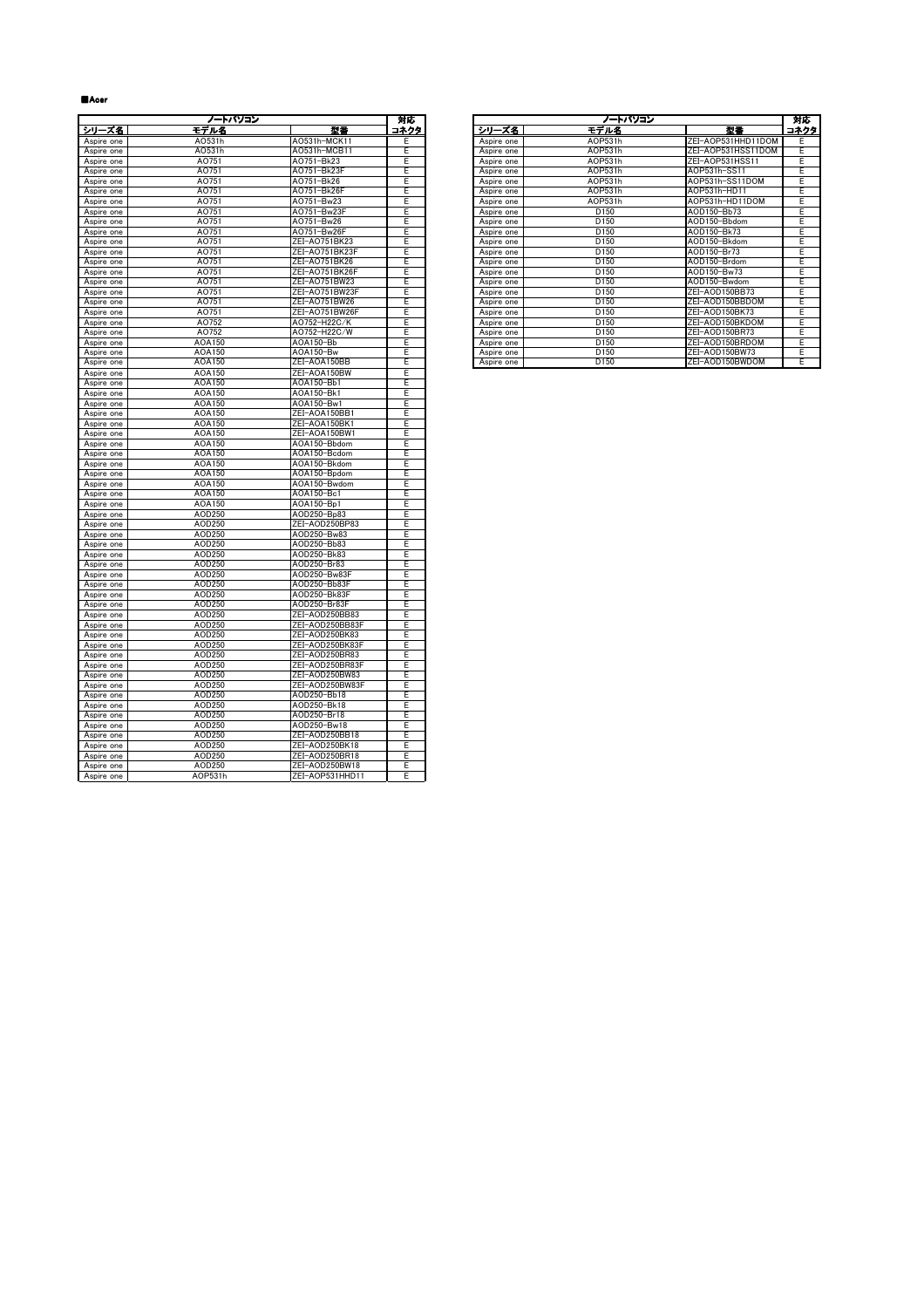■Acer

| ノートパソコン | | | 対応 |
|---|---|---|---|
| シリーズ名 | モデル名 | 型番 | コネクタ |
| Aspire one | AO531h | AO531h-MCK11 | E |
| Aspire one | AO531h | AO531h-MCB11 | E |
| Aspire one | AO751 | AO751-Bk23 | E |
| Aspire one | AO751 | AO751-Bk23F | E |
| Aspire one | AO751 | AO751-Bk26 | E |
| Aspire one | AO751 | AO751-Bk26F | E |
| Aspire one | AO751 | AO751-Bw23 | E |
| Aspire one | AO751 | AO751-Bw23F | E |
| Aspire one | AO751 | AO751-Bw26 | E |
| Aspire one | AO751 | AO751-Bw26F | E |
| Aspire one | AO751 | ZEI-AO751BK23 | E |
| Aspire one | AO751 | ZEI-AO751BK23F | E |
| Aspire one | AO751 | ZEI-AO751BK26 | E |
| Aspire one | AO751 | ZEI-AO751BK26F | E |
| Aspire one | AO751 | ZEI-AO751BW23 | E |
| Aspire one | AO751 | ZEI-AO751BW23F | E |
| Aspire one | AO751 | ZEI-AO751BW26 | E |
| Aspire one | AO751 | ZEI-AO751BW26F | E |
| Aspire one | AO752 | AO752-H22C/K | E |
| Aspire one | AO752 | AO752-H22C/W | E |
| Aspire one | AOA150 | AOA150-Bb | E |
| Aspire one | AOA150 | AOA150-Bw | E |
| Aspire one | AOA150 | ZEI-AOA150BB | E |
| Aspire one | AOA150 | ZEI-AOA150BW | E |
| Aspire one | AOA150 | AOA150-Bb1 | E |
| Aspire one | AOA150 | AOA150-Bk1 | E |
| Aspire one | AOA150 | AOA150-Bw1 | E |
| Aspire one | AOA150 | ZEI-AOA150BB1 | E |
| Aspire one | AOA150 | ZEI-AOA150BK1 | E |
| Aspire one | AOA150 | ZEI-AOA150BW1 | E |
| Aspire one | AOA150 | AOA150-Bbdom | E |
| Aspire one | AOA150 | AOA150-Bcdom | E |
| Aspire one | AOA150 | AOA150-Bkdom | E |
| Aspire one | AOA150 | AOA150-Bpdom | E |
| Aspire one | AOA150 | AOA150-Bwdom | E |
| Aspire one | AOA150 | AOA150-Bc1 | E |
| Aspire one | AOA150 | AOA150-Bp1 | E |
| Aspire one | AOD250 | AOD250-Bp83 | E |
| Aspire one | AOD250 | ZEI-AOD250BP83 | E |
| Aspire one | AOD250 | AOD250-Bw83 | E |
| Aspire one | AOD250 | AOD250-Bb83 | E |
| Aspire one | AOD250 | AOD250-Bk83 | E |
| Aspire one | AOD250 | AOD250-Br83 | E |
| Aspire one | AOD250 | AOD250-Bw83F | E |
| Aspire one | AOD250 | AOD250-Bb83F | E |
| Aspire one | AOD250 | AOD250-Bk83F | E |
| Aspire one | AOD250 | AOD250-Br83F | E |
| Aspire one | AOD250 | ZEI-AOD250BB83 | E |
| Aspire one | AOD250 | ZEI-AOD250BB83F | E |
| Aspire one | AOD250 | ZEI-AOD250BK83 | E |
| Aspire one | AOD250 | ZEI-AOD250BK83F | E |
| Aspire one | AOD250 | ZEI-AOD250BR83 | E |
| Aspire one | AOD250 | ZEI-AOD250BR83F | E |
| Aspire one | AOD250 | ZEI-AOD250BW83 | E |
| Aspire one | AOD250 | ZEI-AOD250BW83F | E |
| Aspire one | AOD250 | AOD250-Bb18 | E |
| Aspire one | AOD250 | AOD250-Bk18 | E |
| Aspire one | AOD250 | AOD250-Br18 | E |
| Aspire one | AOD250 | AOD250-Bw18 | E |
| Aspire one | AOD250 | ZEI-AOD250BB18 | E |
| Aspire one | AOD250 | ZEI-AOD250BK18 | E |
| Aspire one | AOD250 | ZEI-AOD250BR18 | E |
| Aspire one | AOD250 | ZEI-AOD250BW18 | E |
| Aspire one | AOP531h | ZEI-AOP531HHD11 | E |
| Aspire one | AOP531h | ZEI-AOP531HHD11DOM | E |
| Aspire one | AOP531h | ZEI-AOP531HSS11DOM | E |
| Aspire one | AOP531h | ZEI-AOP531HSS11 | E |
| Aspire one | AOP531h | AOP531h-SS11 | E |
| Aspire one | AOP531h | AOP531h-SS11DOM | E |
| Aspire one | AOP531h | AOP531h-HD11 | E |
| Aspire one | AOP531h | AOP531h-HD11DOM | E |
| Aspire one | D150 | AOD150-Bb73 | E |
| Aspire one | D150 | AOD150-Bbdom | E |
| Aspire one | D150 | AOD150-Bk73 | E |
| Aspire one | D150 | AOD150-Bkdom | E |
| Aspire one | D150 | AOD150-Br73 | E |
| Aspire one | D150 | AOD150-Brdom | E |
| Aspire one | D150 | AOD150-Bw73 | E |
| Aspire one | D150 | AOD150-Bwdom | E |
| Aspire one | D150 | ZEI-AOD150BB73 | E |
| Aspire one | D150 | ZEI-AOD150BBDOM | E |
| Aspire one | D150 | ZEI-AOD150BK73 | E |
| Aspire one | D150 | ZEI-AOD150BKDOM | E |
| Aspire one | D150 | ZEI-AOD150BR73 | E |
| Aspire one | D150 | ZEI-AOD150BRDOM | E |
| Aspire one | D150 | ZEI-AOD150BW73 | E |
| Aspire one | D150 | ZEI-AOD150BWDOM | E |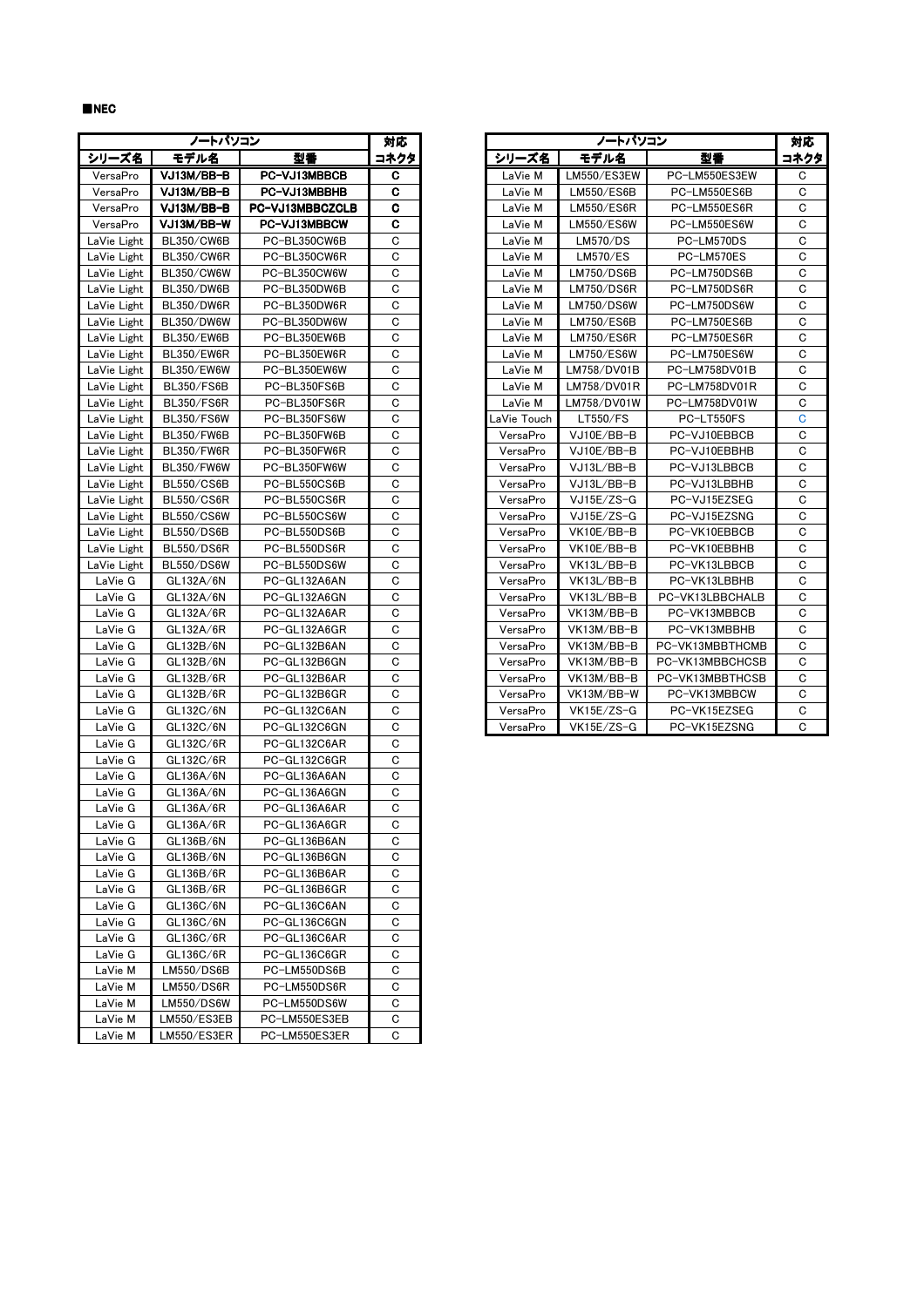■NEC

| ノートパソコン | | | 対応 |
|---|---|---|---|
| シリーズ名 | モデル名 | 型番 | コネクタ |
| VersaPro | **VJ13M/BB-B** | **PC-VJ13MBBCB** | **C** |
| VersaPro | **VJ13M/BB-B** | **PC-VJ13MBBHB** | **C** |
| VersaPro | **VJ13M/BB-B** | **PC-VJ13MBBCZCLB** | **C** |
| VersaPro | **VJ13M/BB-W** | **PC-VJ13MBBCW** | **C** |
| LaVie Light | BL350/CW6B | PC-BL350CW6B | C |
| LaVie Light | BL350/CW6R | PC-BL350CW6R | C |
| LaVie Light | BL350/CW6W | PC-BL350CW6W | C |
| LaVie Light | BL350/DW6B | PC-BL350DW6B | C |
| LaVie Light | BL350/DW6R | PC-BL350DW6R | C |
| LaVie Light | BL350/DW6W | PC-BL350DW6W | C |
| LaVie Light | BL350/EW6B | PC-BL350EW6B | C |
| LaVie Light | BL350/EW6R | PC-BL350EW6R | C |
| LaVie Light | BL350/EW6W | PC-BL350EW6W | C |
| LaVie Light | BL350/FS6B | PC-BL350FS6B | C |
| LaVie Light | BL350/FS6R | PC-BL350FS6R | C |
| LaVie Light | BL350/FS6W | PC-BL350FS6W | C |
| LaVie Light | BL350/FW6B | PC-BL350FW6B | C |
| LaVie Light | BL350/FW6R | PC-BL350FW6R | C |
| LaVie Light | BL350/FW6W | PC-BL350FW6W | C |
| LaVie Light | BL550/CS6B | PC-BL550CS6B | C |
| LaVie Light | BL550/CS6R | PC-BL550CS6R | C |
| LaVie Light | BL550/CS6W | PC-BL550CS6W | C |
| LaVie Light | BL550/DS6B | PC-BL550DS6B | C |
| LaVie Light | BL550/DS6R | PC-BL550DS6R | C |
| LaVie Light | BL550/DS6W | PC-BL550DS6W | C |
| LaVie G | GL132A/6N | PC-GL132A6AN | C |
| LaVie G | GL132A/6N | PC-GL132A6GN | C |
| LaVie G | GL132A/6R | PC-GL132A6AR | C |
| LaVie G | GL132A/6R | PC-GL132A6GR | C |
| LaVie G | GL132B/6N | PC-GL132B6AN | C |
| LaVie G | GL132B/6N | PC-GL132B6GN | C |
| LaVie G | GL132B/6R | PC-GL132B6AR | C |
| LaVie G | GL132B/6R | PC-GL132B6GR | C |
| LaVie G | GL132C/6N | PC-GL132C6AN | C |
| LaVie G | GL132C/6N | PC-GL132C6GN | C |
| LaVie G | GL132C/6R | PC-GL132C6AR | C |
| LaVie G | GL132C/6R | PC-GL132C6GR | C |
| LaVie G | GL136A/6N | PC-GL136A6AN | C |
| LaVie G | GL136A/6N | PC-GL136A6GN | C |
| LaVie G | GL136A/6R | PC-GL136A6AR | C |
| LaVie G | GL136A/6R | PC-GL136A6GR | C |
| LaVie G | GL136B/6N | PC-GL136B6AN | C |
| LaVie G | GL136B/6N | PC-GL136B6GN | C |
| LaVie G | GL136B/6R | PC-GL136B6AR | C |
| LaVie G | GL136B/6R | PC-GL136B6GR | C |
| LaVie G | GL136C/6N | PC-GL136C6AN | C |
| LaVie G | GL136C/6N | PC-GL136C6GN | C |
| LaVie G | GL136C/6R | PC-GL136C6AR | C |
| LaVie G | GL136C/6R | PC-GL136C6GR | C |
| LaVie M | LM550/DS6B | PC-LM550DS6B | C |
| LaVie M | LM550/DS6R | PC-LM550DS6R | C |
| LaVie M | LM550/DS6W | PC-LM550DS6W | C |
| LaVie M | LM550/ES3EB | PC-LM550ES3EB | C |
| LaVie M | LM550/ES3ER | PC-LM550ES3ER | C |

| ノートパソコン | | | 対応 |
|---|---|---|---|
| シリーズ名 | モデル名 | 型番 | コネクタ |
| LaVie M | LM550/ES3EW | PC-LM550ES3EW | C |
| LaVie M | LM550/ES6B | PC-LM550ES6B | C |
| LaVie M | LM550/ES6R | PC-LM550ES6R | C |
| LaVie M | LM550/ES6W | PC-LM550ES6W | C |
| LaVie M | LM570/DS | PC-LM570DS | C |
| LaVie M | LM570/ES | PC-LM570ES | C |
| LaVie M | LM750/DS6B | PC-LM750DS6B | C |
| LaVie M | LM750/DS6R | PC-LM750DS6R | C |
| LaVie M | LM750/DS6W | PC-LM750DS6W | C |
| LaVie M | LM750/ES6B | PC-LM750ES6B | C |
| LaVie M | LM750/ES6R | PC-LM750ES6R | C |
| LaVie M | LM750/ES6W | PC-LM750ES6W | C |
| LaVie M | LM758/DV01B | PC-LM758DV01B | C |
| LaVie M | LM758/DV01R | PC-LM758DV01R | C |
| LaVie M | LM758/DV01W | PC-LM758DV01W | C |
| LaVie Touch | LT550/FS | PC-LT550FS | C |
| VersaPro | VJ10E/BB-B | PC-VJ10EBBCB | C |
| VersaPro | VJ10E/BB-B | PC-VJ10EBBHB | C |
| VersaPro | VJ13L/BB-B | PC-VJ13LBBCB | C |
| VersaPro | VJ13L/BB-B | PC-VJ13LBBHB | C |
| VersaPro | VJ15E/ZS-G | PC-VJ15EZSEG | C |
| VersaPro | VJ15E/ZS-G | PC-VJ15EZSNG | C |
| VersaPro | VK10E/BB-B | PC-VK10EBBCB | C |
| VersaPro | VK10E/BB-B | PC-VK10EBBHB | C |
| VersaPro | VK13L/BB-B | PC-VK13LBBCB | C |
| VersaPro | VK13L/BB-B | PC-VK13LBBHB | C |
| VersaPro | VK13L/BB-B | PC-VK13LBBCHALB | C |
| VersaPro | VK13M/BB-B | PC-VK13MBBCB | C |
| VersaPro | VK13M/BB-B | PC-VK13MBBHB | C |
| VersaPro | VK13M/BB-B | PC-VK13MBBTHCMB | C |
| VersaPro | VK13M/BB-B | PC-VK13MBBCHCSB | C |
| VersaPro | VK13M/BB-B | PC-VK13MBBTHCSB | C |
| VersaPro | VK13M/BB-W | PC-VK13MBBCW | C |
| VersaPro | VK15E/ZS-G | PC-VK15EZSEG | C |
| VersaPro | VK15E/ZS-G | PC-VK15EZSNG | C |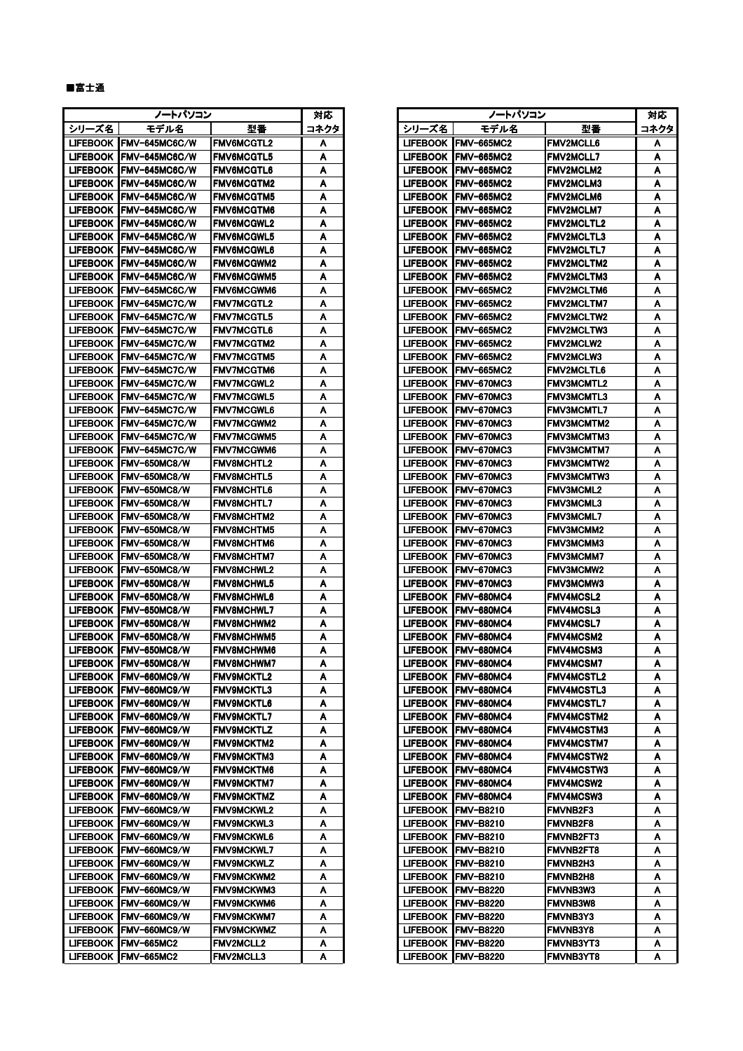■富士通

| ノートパソコン | | | 対応 |
|---|---|---|---|
| シリーズ名 | モデル名 | 型番 | コネクタ |
| LIFEBOOK | FMV-645MC6C/W | FMV6MCGTL2 | A |
| LIFEBOOK | FMV-645MC6C/W | FMV6MCGTL5 | A |
| LIFEBOOK | FMV-645MC6C/W | FMV6MCGTL6 | A |
| LIFEBOOK | FMV-645MC6C/W | FMV6MCGTM2 | A |
| LIFEBOOK | FMV-645MC6C/W | FMV6MCGTM5 | A |
| LIFEBOOK | FMV-645MC6C/W | FMV6MCGTM6 | A |
| LIFEBOOK | FMV-645MC6C/W | FMV6MCGWL2 | A |
| LIFEBOOK | FMV-645MC6C/W | FMV6MCGWL5 | A |
| LIFEBOOK | FMV-645MC6C/W | FMV6MCGWL6 | A |
| LIFEBOOK | FMV-645MC6C/W | FMV6MCGWM2 | A |
| LIFEBOOK | FMV-645MC6C/W | FMV6MCGWM5 | A |
| LIFEBOOK | FMV-645MC6C/W | FMV6MCGWM6 | A |
| LIFEBOOK | FMV-645MC7C/W | FMV7MCGTL2 | A |
| LIFEBOOK | FMV-645MC7C/W | FMV7MCGTL5 | A |
| LIFEBOOK | FMV-645MC7C/W | FMV7MCGTL6 | A |
| LIFEBOOK | FMV-645MC7C/W | FMV7MCGTM2 | A |
| LIFEBOOK | FMV-645MC7C/W | FMV7MCGTM5 | A |
| LIFEBOOK | FMV-645MC7C/W | FMV7MCGTM6 | A |
| LIFEBOOK | FMV-645MC7C/W | FMV7MCGWL2 | A |
| LIFEBOOK | FMV-645MC7C/W | FMV7MCGWL5 | A |
| LIFEBOOK | FMV-645MC7C/W | FMV7MCGWL6 | A |
| LIFEBOOK | FMV-645MC7C/W | FMV7MCGWM2 | A |
| LIFEBOOK | FMV-645MC7C/W | FMV7MCGWM5 | A |
| LIFEBOOK | FMV-645MC7C/W | FMV7MCGWM6 | A |
| LIFEBOOK | FMV-650MC8/W | FMV8MCHTL2 | A |
| LIFEBOOK | FMV-650MC8/W | FMV8MCHTL5 | A |
| LIFEBOOK | FMV-650MC8/W | FMV8MCHTL6 | A |
| LIFEBOOK | FMV-650MC8/W | FMV8MCHTL7 | A |
| LIFEBOOK | FMV-650MC8/W | FMV8MCHTM2 | A |
| LIFEBOOK | FMV-650MC8/W | FMV8MCHTM5 | A |
| LIFEBOOK | FMV-650MC8/W | FMV8MCHTM6 | A |
| LIFEBOOK | FMV-650MC8/W | FMV8MCHTM7 | A |
| LIFEBOOK | FMV-650MC8/W | FMV8MCHWL2 | A |
| LIFEBOOK | FMV-650MC8/W | FMV8MCHWL5 | A |
| LIFEBOOK | FMV-650MC8/W | FMV8MCHWL6 | A |
| LIFEBOOK | FMV-650MC8/W | FMV8MCHWL7 | A |
| LIFEBOOK | FMV-650MC8/W | FMV8MCHWM2 | A |
| LIFEBOOK | FMV-650MC8/W | FMV8MCHWM5 | A |
| LIFEBOOK | FMV-650MC8/W | FMV8MCHWM6 | A |
| LIFEBOOK | FMV-650MC8/W | FMV8MCHWM7 | A |
| LIFEBOOK | FMV-660MC9/W | FMV9MCKTL2 | A |
| LIFEBOOK | FMV-660MC9/W | FMV9MCKTL3 | A |
| LIFEBOOK | FMV-660MC9/W | FMV9MCKTL6 | A |
| LIFEBOOK | FMV-660MC9/W | FMV9MCKTL7 | A |
| LIFEBOOK | FMV-660MC9/W | FMV9MCKTLZ | A |
| LIFEBOOK | FMV-660MC9/W | FMV9MCKTM2 | A |
| LIFEBOOK | FMV-660MC9/W | FMV9MCKTM3 | A |
| LIFEBOOK | FMV-660MC9/W | FMV9MCKTM6 | A |
| LIFEBOOK | FMV-660MC9/W | FMV9MCKTM7 | A |
| LIFEBOOK | FMV-660MC9/W | FMV9MCKTMZ | A |
| LIFEBOOK | FMV-660MC9/W | FMV9MCKWL2 | A |
| LIFEBOOK | FMV-660MC9/W | FMV9MCKWL3 | A |
| LIFEBOOK | FMV-660MC9/W | FMV9MCKWL6 | A |
| LIFEBOOK | FMV-660MC9/W | FMV9MCKWL7 | A |
| LIFEBOOK | FMV-660MC9/W | FMV9MCKWLZ | A |
| LIFEBOOK | FMV-660MC9/W | FMV9MCKWM2 | A |
| LIFEBOOK | FMV-660MC9/W | FMV9MCKWM3 | A |
| LIFEBOOK | FMV-660MC9/W | FMV9MCKWM6 | A |
| LIFEBOOK | FMV-660MC9/W | FMV9MCKWM7 | A |
| LIFEBOOK | FMV-660MC9/W | FMV9MCKWMZ | A |
| LIFEBOOK | FMV-665MC2 | FMV2MCLL2 | A |
| LIFEBOOK | FMV-665MC2 | FMV2MCLL3 | A |
| LIFEBOOK | FMV-665MC2 | FMV2MCLL6 | A |
| LIFEBOOK | FMV-665MC2 | FMV2MCLL7 | A |
| LIFEBOOK | FMV-665MC2 | FMV2MCLM2 | A |
| LIFEBOOK | FMV-665MC2 | FMV2MCLM3 | A |
| LIFEBOOK | FMV-665MC2 | FMV2MCLM6 | A |
| LIFEBOOK | FMV-665MC2 | FMV2MCLM7 | A |
| LIFEBOOK | FMV-665MC2 | FMV2MCLTL2 | A |
| LIFEBOOK | FMV-665MC2 | FMV2MCLTL3 | A |
| LIFEBOOK | FMV-665MC2 | FMV2MCLTL7 | A |
| LIFEBOOK | FMV-665MC2 | FMV2MCLTM2 | A |
| LIFEBOOK | FMV-665MC2 | FMV2MCLTM3 | A |
| LIFEBOOK | FMV-665MC2 | FMV2MCLTM6 | A |
| LIFEBOOK | FMV-665MC2 | FMV2MCLTM7 | A |
| LIFEBOOK | FMV-665MC2 | FMV2MCLTW2 | A |
| LIFEBOOK | FMV-665MC2 | FMV2MCLTW3 | A |
| LIFEBOOK | FMV-665MC2 | FMV2MCLW2 | A |
| LIFEBOOK | FMV-665MC2 | FMV2MCLW3 | A |
| LIFEBOOK | FMV-665MC2 | FMV2MCLTL6 | A |
| LIFEBOOK | FMV-670MC3 | FMV3MCMTL2 | A |
| LIFEBOOK | FMV-670MC3 | FMV3MCMTL3 | A |
| LIFEBOOK | FMV-670MC3 | FMV3MCMTL7 | A |
| LIFEBOOK | FMV-670MC3 | FMV3MCMTM2 | A |
| LIFEBOOK | FMV-670MC3 | FMV3MCMTM3 | A |
| LIFEBOOK | FMV-670MC3 | FMV3MCMTM7 | A |
| LIFEBOOK | FMV-670MC3 | FMV3MCMTW2 | A |
| LIFEBOOK | FMV-670MC3 | FMV3MCMTW3 | A |
| LIFEBOOK | FMV-670MC3 | FMV3MCML2 | A |
| LIFEBOOK | FMV-670MC3 | FMV3MCML3 | A |
| LIFEBOOK | FMV-670MC3 | FMV3MCML7 | A |
| LIFEBOOK | FMV-670MC3 | FMV3MCMM2 | A |
| LIFEBOOK | FMV-670MC3 | FMV3MCMM3 | A |
| LIFEBOOK | FMV-670MC3 | FMV3MCMM7 | A |
| LIFEBOOK | FMV-670MC3 | FMV3MCMW2 | A |
| LIFEBOOK | FMV-670MC3 | FMV3MCMW3 | A |
| LIFEBOOK | FMV-680MC4 | FMV4MCSL2 | A |
| LIFEBOOK | FMV-680MC4 | FMV4MCSL3 | A |
| LIFEBOOK | FMV-680MC4 | FMV4MCSL7 | A |
| LIFEBOOK | FMV-680MC4 | FMV4MCSM2 | A |
| LIFEBOOK | FMV-680MC4 | FMV4MCSM3 | A |
| LIFEBOOK | FMV-680MC4 | FMV4MCSM7 | A |
| LIFEBOOK | FMV-680MC4 | FMV4MCSTL2 | A |
| LIFEBOOK | FMV-680MC4 | FMV4MCSTL3 | A |
| LIFEBOOK | FMV-680MC4 | FMV4MCSTL7 | A |
| LIFEBOOK | FMV-680MC4 | FMV4MCSTM2 | A |
| LIFEBOOK | FMV-680MC4 | FMV4MCSTM3 | A |
| LIFEBOOK | FMV-680MC4 | FMV4MCSTM7 | A |
| LIFEBOOK | FMV-680MC4 | FMV4MCSTW2 | A |
| LIFEBOOK | FMV-680MC4 | FMV4MCSTW3 | A |
| LIFEBOOK | FMV-680MC4 | FMV4MCSW2 | A |
| LIFEBOOK | FMV-680MC4 | FMV4MCSW3 | A |
| LIFEBOOK | FMV-B8210 | FMVNB2F3 | A |
| LIFEBOOK | FMV-B8210 | FMVNB2F8 | A |
| LIFEBOOK | FMV-B8210 | FMVNB2FT3 | A |
| LIFEBOOK | FMV-B8210 | FMVNB2FT8 | A |
| LIFEBOOK | FMV-B8210 | FMVNB2H3 | A |
| LIFEBOOK | FMV-B8210 | FMVNB2H8 | A |
| LIFEBOOK | FMV-B8220 | FMVNB3W3 | A |
| LIFEBOOK | FMV-B8220 | FMVNB3W8 | A |
| LIFEBOOK | FMV-B8220 | FMVNB3Y3 | A |
| LIFEBOOK | FMV-B8220 | FMVNB3Y8 | A |
| LIFEBOOK | FMV-B8220 | FMVNB3YT3 | A |
| LIFEBOOK | FMV-B8220 | FMVNB3YT8 | A |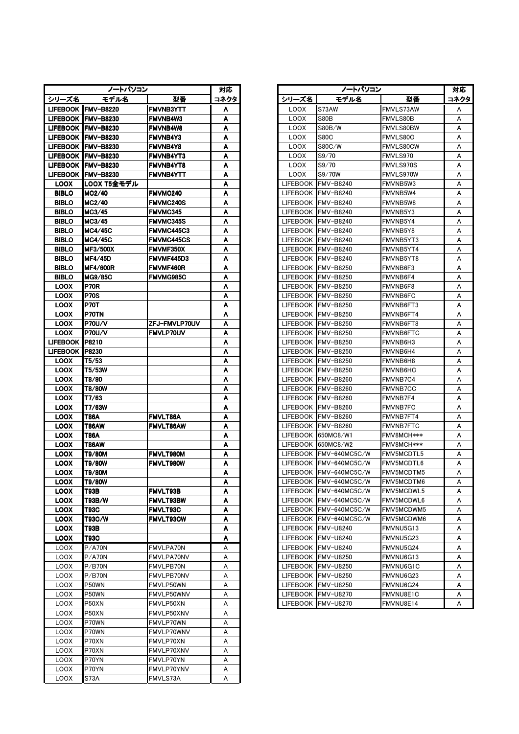| ノートパソコン | | | 対応 |
|---|---|---|---|
| シリーズ名 | モデル名 | 型番 | コネクタ |
| LIFEBOOK | FMV-B8220 | FMVNB3YTT | A |
| LIFEBOOK | FMV-B8230 | FMVNB4W3 | A |
| LIFEBOOK | FMV-B8230 | FMVNB4W8 | A |
| LIFEBOOK | FMV-B8230 | FMVNB4Y3 | A |
| LIFEBOOK | FMV-B8230 | FMVNB4Y8 | A |
| LIFEBOOK | FMV-B8230 | FMVNB4YT3 | A |
| LIFEBOOK | FMV-B8230 | FMVNB4YT8 | A |
| LIFEBOOK | FMV-B8230 | FMVNB4YTT | A |
| LOOX | LOOX T5全モデル | | A |
| BIBLO | MC2/40 | FMVMC240 | A |
| BIBLO | MC2/40 | FMVMC240S | A |
| BIBLO | MC3/45 | FMVMC345 | A |
| BIBLO | MC3/45 | FMVMC345S | A |
| BIBLO | MC4/45C | FMVMC445C3 | A |
| BIBLO | MC4/45C | FMVMC445CS | A |
| BIBLO | MF3/500X | FMVMF350X | A |
| BIBLO | MF4/45D | FMVMF445D3 | A |
| BIBLO | MF4/600R | FMVMF460R | A |
| BIBLO | MG9/85C | FMVMG985C | A |
| LOOX | P70R | | A |
| LOOX | P70S | | A |
| LOOX | P70T | | A |
| LOOX | P70TN | | A |
| LOOX | P70U/V | ZFJ-FMVLP70UV | A |
| LOOX | P70U/V | FMVLP70UV | A |
| LIFEBOOK | P8210 | | A |
| LIFEBOOK | P8230 | | A |
| LOOX | T5/53 | | A |
| LOOX | T5/53W | | A |
| LOOX | T8/80 | | A |
| LOOX | T8/80W | | A |
| LOOX | T7/63 | | A |
| LOOX | T7/63W | | A |
| LOOX | T86A | FMVLT86A | A |
| LOOX | T86AW | FMVLT86AW | A |
| LOOX | T86A | | A |
| LOOX | T86AW | | A |
| LOOX | T9/80M | FMVLT980M | A |
| LOOX | T9/80W | FMVLT980W | A |
| LOOX | T9/80M | | A |
| LOOX | T9/80W | | A |
| LOOX | T93B | FMVLT93B | A |
| LOOX | T93B/W | FMVLT93BW | A |
| LOOX | T93C | FMVLT93C | A |
| LOOX | T93C/W | FMVLT93CW | A |
| LOOX | T93B | | A |
| LOOX | T93C | | A |
| LOOX | P/A70N | FMVLPA70N | A |
| LOOX | P/A70N | FMVLPA70NV | A |
| LOOX | P/B70N | FMVLPB70N | A |
| LOOX | P/B70N | FMVLPB70NV | A |
| LOOX | P50WN | FMVLP50WN | A |
| LOOX | P50WN | FMVLP50WNV | A |
| LOOX | P50XN | FMVLP50XN | A |
| LOOX | P50XN | FMVLP50XNV | A |
| LOOX | P70WN | FMVLP70WN | A |
| LOOX | P70WN | FMVLP70WNV | A |
| LOOX | P70XN | FMVLP70XN | A |
| LOOX | P70XN | FMVLP70XNV | A |
| LOOX | P70YN | FMVLP70YN | A |
| LOOX | P70YN | FMVLP70YNV | A |
| LOOX | S73A | FMVLS73A | A |

| ノートパソコン | | | 対応 |
|---|---|---|---|
| シリーズ名 | モデル名 | 型番 | コネクタ |
| LOOX | S73AW | FMVLS73AW | A |
| LOOX | S80B | FMVLS80B | A |
| LOOX | S80B/W | FMVLS80BW | A |
| LOOX | S80C | FMVLS80C | A |
| LOOX | S80C/W | FMVLS80CW | A |
| LOOX | S9/70 | FMVLS970 | A |
| LOOX | S9/70 | FMVLS970S | A |
| LOOX | S9/70W | FMVLS970W | A |
| LIFEBOOK | FMV-B8240 | FMVNB5W3 | A |
| LIFEBOOK | FMV-B8240 | FMVNB5W4 | A |
| LIFEBOOK | FMV-B8240 | FMVNB5W8 | A |
| LIFEBOOK | FMV-B8240 | FMVNB5Y3 | A |
| LIFEBOOK | FMV-B8240 | FMVNB5Y4 | A |
| LIFEBOOK | FMV-B8240 | FMVNB5Y8 | A |
| LIFEBOOK | FMV-B8240 | FMVNB5YT3 | A |
| LIFEBOOK | FMV-B8240 | FMVNB5YT4 | A |
| LIFEBOOK | FMV-B8240 | FMVNB5YT8 | A |
| LIFEBOOK | FMV-B8250 | FMVNB6F3 | A |
| LIFEBOOK | FMV-B8250 | FMVNB6F4 | A |
| LIFEBOOK | FMV-B8250 | FMVNB6F8 | A |
| LIFEBOOK | FMV-B8250 | FMVNB6FC | A |
| LIFEBOOK | FMV-B8250 | FMVNB6FT3 | A |
| LIFEBOOK | FMV-B8250 | FMVNB6FT4 | A |
| LIFEBOOK | FMV-B8250 | FMVNB6FT8 | A |
| LIFEBOOK | FMV-B8250 | FMVNB6FTC | A |
| LIFEBOOK | FMV-B8250 | FMVNB6H3 | A |
| LIFEBOOK | FMV-B8250 | FMVNB6H4 | A |
| LIFEBOOK | FMV-B8250 | FMVNB6H8 | A |
| LIFEBOOK | FMV-B8250 | FMVNB6HC | A |
| LIFEBOOK | FMV-B8260 | FMVNB7C4 | A |
| LIFEBOOK | FMV-B8260 | FMVNB7CC | A |
| LIFEBOOK | FMV-B8260 | FMVNB7F4 | A |
| LIFEBOOK | FMV-B8260 | FMVNB7FC | A |
| LIFEBOOK | FMV-B8260 | FMVNB7FT4 | A |
| LIFEBOOK | FMV-B8260 | FMVNB7FTC | A |
| LIFEBOOK | 650MC8/W1 | FMV8MCH*** | A |
| LIFEBOOK | 650MC8/W2 | FMV8MCH*** | A |
| LIFEBOOK | FMV-640MC5C/W | FMV5MCDTL5 | A |
| LIFEBOOK | FMV-640MC5C/W | FMV5MCDTL6 | A |
| LIFEBOOK | FMV-640MC5C/W | FMV5MCDTM5 | A |
| LIFEBOOK | FMV-640MC5C/W | FMV5MCDTM6 | A |
| LIFEBOOK | FMV-640MC5C/W | FMV5MCDWL5 | A |
| LIFEBOOK | FMV-640MC5C/W | FMV5MCDWL6 | A |
| LIFEBOOK | FMV-640MC5C/W | FMV5MCDWM5 | A |
| LIFEBOOK | FMV-640MC5C/W | FMV5MCDWM6 | A |
| LIFEBOOK | FMV-U8240 | FMVNU5G13 | A |
| LIFEBOOK | FMV-U8240 | FMVNU5G23 | A |
| LIFEBOOK | FMV-U8240 | FMVNU5G24 | A |
| LIFEBOOK | FMV-U8250 | FMVNU6G13 | A |
| LIFEBOOK | FMV-U8250 | FMVNU6G1C | A |
| LIFEBOOK | FMV-U8250 | FMVNU6G23 | A |
| LIFEBOOK | FMV-U8250 | FMVNU6G24 | A |
| LIFEBOOK | FMV-U8270 | FMVNU8E1C | A |
| LIFEBOOK | FMV-U8270 | FMVNU8E14 | A |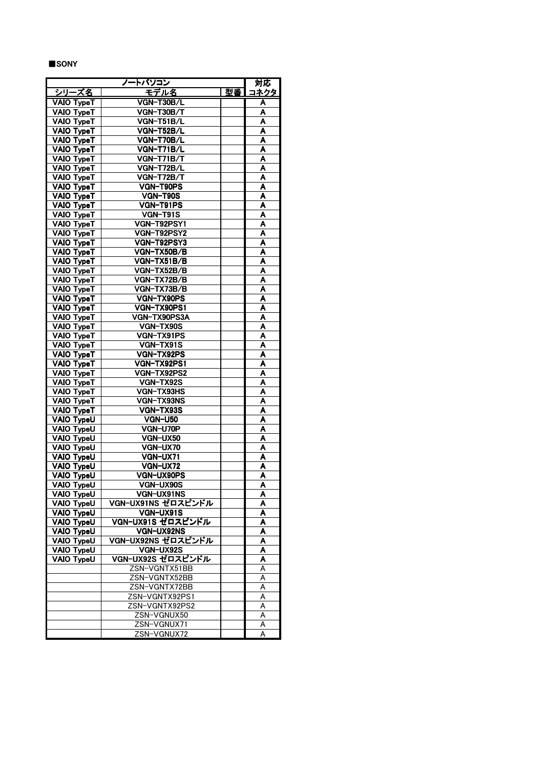■SONY

| ノートパソコン | | | 対応 |
|---|---|---|---|
| シリーズ名 | モデル名 | 型番 | コネクタ |
| VAIO TypeT | VGN-T30B/L | | A |
| VAIO TypeT | VGN-T30B/T | | A |
| VAIO TypeT | VGN-T51B/L | | A |
| VAIO TypeT | VGN-T52B/L | | A |
| VAIO TypeT | VGN-T70B/L | | A |
| VAIO TypeT | VGN-T71B/L | | A |
| VAIO TypeT | VGN-T71B/T | | A |
| VAIO TypeT | VGN-T72B/L | | A |
| VAIO TypeT | VGN-T72B/T | | A |
| VAIO TypeT | VGN-T90PS | | A |
| VAIO TypeT | VGN-T90S | | A |
| VAIO TypeT | VGN-T91PS | | A |
| VAIO TypeT | VGN-T91S | | A |
| VAIO TypeT | VGN-T92PSY1 | | A |
| VAIO TypeT | VGN-T92PSY2 | | A |
| VAIO TypeT | VGN-T92PSY3 | | A |
| VAIO TypeT | VGN-TX50B/B | | A |
| VAIO TypeT | VGN-TX51B/B | | A |
| VAIO TypeT | VGN-TX52B/B | | A |
| VAIO TypeT | VGN-TX72B/B | | A |
| VAIO TypeT | VGN-TX73B/B | | A |
| VAIO TypeT | VGN-TX90PS | | A |
| VAIO TypeT | VGN-TX90PS1 | | A |
| VAIO TypeT | VGN-TX90PS3A | | A |
| VAIO TypeT | VGN-TX90S | | A |
| VAIO TypeT | VGN-TX91PS | | A |
| VAIO TypeT | VGN-TX91S | | A |
| VAIO TypeT | VGN-TX92PS | | A |
| VAIO TypeT | VGN-TX92PS1 | | A |
| VAIO TypeT | VGN-TX92PS2 | | A |
| VAIO TypeT | VGN-TX92S | | A |
| VAIO TypeT | VGN-TX93HS | | A |
| VAIO TypeT | VGN-TX93NS | | A |
| VAIO TypeT | VGN-TX93S | | A |
| VAIO TypeU | VGN-U50 | | A |
| VAIO TypeU | VGN-U70P | | A |
| VAIO TypeU | VGN-UX50 | | A |
| VAIO TypeU | VGN-UX70 | | A |
| VAIO TypeU | VGN-UX71 | | A |
| VAIO TypeU | VGN-UX72 | | A |
| VAIO TypeU | VGN-UX90PS | | A |
| VAIO TypeU | VGN-UX90S | | A |
| VAIO TypeU | VGN-UX91NS | | A |
| VAIO TypeU | VGN-UX91NS ゼロスピンドル | | A |
| VAIO TypeU | VGN-UX91S | | A |
| VAIO TypeU | VGN-UX91S ゼロスピンドル | | A |
| VAIO TypeU | VGN-UX92NS | | A |
| VAIO TypeU | VGN-UX92NS ゼロスピンドル | | A |
| VAIO TypeU | VGN-UX92S | | A |
| VAIO TypeU | VGN-UX92S ゼロスピンドル | | A |
| | ZSN-VGNTX51BB | | A |
| | ZSN-VGNTX52BB | | A |
| | ZSN-VGNTX72BB | | A |
| | ZSN-VGNTX92PS1 | | A |
| | ZSN-VGNTX92PS2 | | A |
| | ZSN-VGNUX50 | | A |
| | ZSN-VGNUX71 | | A |
| | ZSN-VGNUX72 | | A |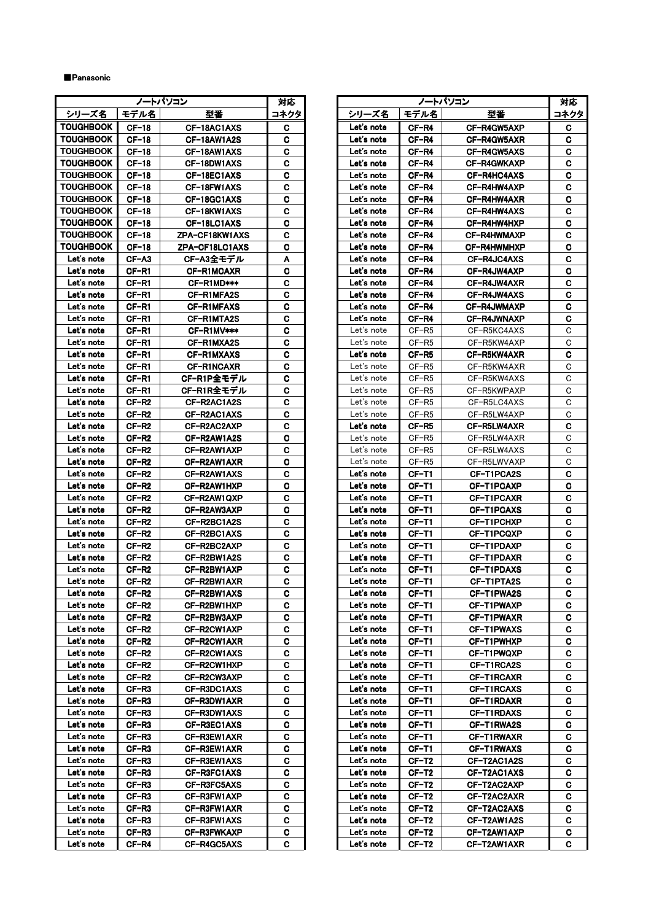■Panasonic

| ノートパソコン | | | 対応 |
|---|---|---|---|
| シリーズ名 | モデル名 | 型番 | コネクタ |
| TOUGHBOOK | CF-18 | CF-18AC1AXS | C |
| TOUGHBOOK | CF-18 | CF-18AW1A2S | C |
| TOUGHBOOK | CF-18 | CF-18AW1AXS | C |
| TOUGHBOOK | CF-18 | CF-18DW1AXS | C |
| TOUGHBOOK | CF-18 | CF-18EC1AXS | C |
| TOUGHBOOK | CF-18 | CF-18FW1AXS | C |
| TOUGHBOOK | CF-18 | CF-18GC1AXS | C |
| TOUGHBOOK | CF-18 | CF-18KW1AXS | C |
| TOUGHBOOK | CF-18 | CF-18LC1AXS | C |
| TOUGHBOOK | CF-18 | ZPA-CF18KW1AXS | C |
| TOUGHBOOK | CF-18 | ZPA-CF18LC1AXS | C |
| Let's note | CF-A3 | CF-A3全モデル | A |
| Let's note | CF-R1 | CF-R1MCAXR | C |
| Let's note | CF-R1 | CF-R1MD*** | C |
| Let's note | CF-R1 | CF-R1MFA2S | C |
| Let's note | CF-R1 | CF-R1MFAXS | C |
| Let's note | CF-R1 | CF-R1MTA2S | C |
| Let's note | CF-R1 | CF-R1MV*** | C |
| Let's note | CF-R1 | CF-R1MXA2S | C |
| Let's note | CF-R1 | CF-R1MXAXS | C |
| Let's note | CF-R1 | CF-R1NCAXR | C |
| Let's note | CF-R1 | CF-R1P全モデル | C |
| Let's note | CF-R1 | CF-R1R全モデル | C |
| Let's note | CF-R2 | CF-R2AC1A2S | C |
| Let's note | CF-R2 | CF-R2AC1AXS | C |
| Let's note | CF-R2 | CF-R2AC2AXP | C |
| Let's note | CF-R2 | CF-R2AW1A2S | C |
| Let's note | CF-R2 | CF-R2AW1AXP | C |
| Let's note | CF-R2 | CF-R2AW1AXR | C |
| Let's note | CF-R2 | CF-R2AW1AXS | C |
| Let's note | CF-R2 | CF-R2AW1HXP | C |
| Let's note | CF-R2 | CF-R2AW1QXP | C |
| Let's note | CF-R2 | CF-R2AW3AXP | C |
| Let's note | CF-R2 | CF-R2BC1A2S | C |
| Let's note | CF-R2 | CF-R2BC1AXS | C |
| Let's note | CF-R2 | CF-R2BC2AXP | C |
| Let's note | CF-R2 | CF-R2BW1A2S | C |
| Let's note | CF-R2 | CF-R2BW1AXP | C |
| Let's note | CF-R2 | CF-R2BW1AXR | C |
| Let's note | CF-R2 | CF-R2BW1AXS | C |
| Let's note | CF-R2 | CF-R2BW1HXP | C |
| Let's note | CF-R2 | CF-R2BW3AXP | C |
| Let's note | CF-R2 | CF-R2CW1AXP | C |
| Let's note | CF-R2 | CF-R2CW1AXR | C |
| Let's note | CF-R2 | CF-R2CW1AXS | C |
| Let's note | CF-R2 | CF-R2CW1HXP | C |
| Let's note | CF-R2 | CF-R2CW3AXP | C |
| Let's note | CF-R3 | CF-R3DC1AXS | C |
| Let's note | CF-R3 | CF-R3DW1AXR | C |
| Let's note | CF-R3 | CF-R3DW1AXS | C |
| Let's note | CF-R3 | CF-R3EC1AXS | C |
| Let's note | CF-R3 | CF-R3EW1AXR | C |
| Let's note | CF-R3 | CF-R3EW1AXR | C |
| Let's note | CF-R3 | CF-R3EW1AXS | C |
| Let's note | CF-R3 | CF-R3FC1AXS | C |
| Let's note | CF-R3 | CF-R3FC5AXS | C |
| Let's note | CF-R3 | CF-R3FW1AXP | C |
| Let's note | CF-R3 | CF-R3FW1AXR | C |
| Let's note | CF-R3 | CF-R3FW1AXS | C |
| Let's note | CF-R3 | CF-R3FWKAXP | C |
| Let's note | CF-R4 | CF-R4GC5AXS | C |
| Let's note | CF-R4 | CF-R4GW5AXP | C |
| Let's note | CF-R4 | CF-R4GW5AXR | C |
| Let's note | CF-R4 | CF-R4GW5AXS | C |
| Let's note | CF-R4 | CF-R4GWKAXP | C |
| Let's note | CF-R4 | CF-R4HC4AXS | C |
| Let's note | CF-R4 | CF-R4HW4AXP | C |
| Let's note | CF-R4 | CF-R4HW4AXR | C |
| Let's note | CF-R4 | CF-R4HW4AXS | C |
| Let's note | CF-R4 | CF-R4HW4HXP | C |
| Let's note | CF-R4 | CF-R4HWMAXP | C |
| Let's note | CF-R4 | CF-R4HWMHXP | C |
| Let's note | CF-R4 | CF-R4JC4AXS | C |
| Let's note | CF-R4 | CF-R4JW4AXP | C |
| Let's note | CF-R4 | CF-R4JW4AXR | C |
| Let's note | CF-R4 | CF-R4JW4AXS | C |
| Let's note | CF-R4 | CF-R4JWMAXP | C |
| Let's note | CF-R4 | CF-R4JWNAXP | C |
| Let's note | CF-R5 | CF-R5KC4AXS | C |
| Let's note | CF-R5 | CF-R5KW4AXP | C |
| Let's note | CF-R5 | CF-R5KW4AXR | C |
| Let's note | CF-R5 | CF-R5KW4AXR | C |
| Let's note | CF-R5 | CF-R5KW4AXS | C |
| Let's note | CF-R5 | CF-R5KWPAXP | C |
| Let's note | CF-R5 | CF-R5LC4AXS | C |
| Let's note | CF-R5 | CF-R5LW4AXP | C |
| Let's note | CF-R5 | CF-R5LW4AXR | C |
| Let's note | CF-R5 | CF-R5LW4AXR | C |
| Let's note | CF-R5 | CF-R5LW4AXS | C |
| Let's note | CF-R5 | CF-R5LWVAXP | C |
| Let's note | CF-T1 | CF-T1PCA2S | C |
| Let's note | CF-T1 | CF-T1PCAXP | C |
| Let's note | CF-T1 | CF-T1PCAXR | C |
| Let's note | CF-T1 | CF-T1PCAXS | C |
| Let's note | CF-T1 | CF-T1PCHXP | C |
| Let's note | CF-T1 | CF-T1PCQXP | C |
| Let's note | CF-T1 | CF-T1PDAXP | C |
| Let's note | CF-T1 | CF-T1PDAXR | C |
| Let's note | CF-T1 | CF-T1PDAXS | C |
| Let's note | CF-T1 | CF-T1PTA2S | C |
| Let's note | CF-T1 | CF-T1PWA2S | C |
| Let's note | CF-T1 | CF-T1PWAXP | C |
| Let's note | CF-T1 | CF-T1PWAXR | C |
| Let's note | CF-T1 | CF-T1PWAXS | C |
| Let's note | CF-T1 | CF-T1PWHXP | C |
| Let's note | CF-T1 | CF-T1PWQXP | C |
| Let's note | CF-T1 | CF-T1RCA2S | C |
| Let's note | CF-T1 | CF-T1RCAXR | C |
| Let's note | CF-T1 | CF-T1RCAXS | C |
| Let's note | CF-T1 | CF-T1RDAXR | C |
| Let's note | CF-T1 | CF-T1RDAXS | C |
| Let's note | CF-T1 | CF-T1RWA2S | C |
| Let's note | CF-T1 | CF-T1RWAXR | C |
| Let's note | CF-T1 | CF-T1RWAXS | C |
| Let's note | CF-T2 | CF-T2AC1A2S | C |
| Let's note | CF-T2 | CF-T2AC1AXS | C |
| Let's note | CF-T2 | CF-T2AC2AXP | C |
| Let's note | CF-T2 | CF-T2AC2AXR | C |
| Let's note | CF-T2 | CF-T2AC2AXS | C |
| Let's note | CF-T2 | CF-T2AW1A2S | C |
| Let's note | CF-T2 | CF-T2AW1AXP | C |
| Let's note | CF-T2 | CF-T2AW1AXR | C |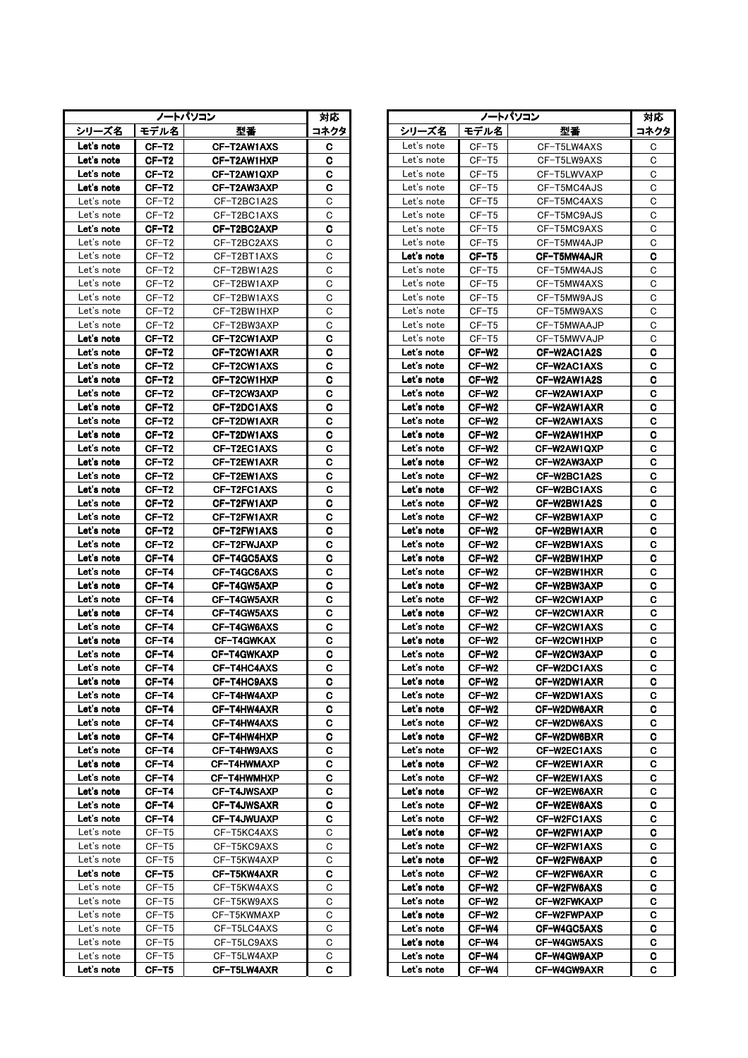| ノートパソコン | | | 対応 |
| --- | --- | --- | --- |
| シリーズ名 | モデル名 | 型番 | コネクタ |
| Let's note | CF-T2 | CF-T2AW1AXS | C |
| Let's note | CF-T2 | CF-T2AW1HXP | C |
| Let's note | CF-T2 | CF-T2AW1QXP | C |
| Let's note | CF-T2 | CF-T2AW3AXP | C |
| Let's note | CF-T2 | CF-T2BC1A2S | C |
| Let's note | CF-T2 | CF-T2BC1AXS | C |
| Let's note | CF-T2 | CF-T2BC2AXP | C |
| Let's note | CF-T2 | CF-T2BC2AXS | C |
| Let's note | CF-T2 | CF-T2BT1AXS | C |
| Let's note | CF-T2 | CF-T2BW1A2S | C |
| Let's note | CF-T2 | CF-T2BW1AXP | C |
| Let's note | CF-T2 | CF-T2BW1AXS | C |
| Let's note | CF-T2 | CF-T2BW1HXP | C |
| Let's note | CF-T2 | CF-T2BW3AXP | C |
| Let's note | CF-T2 | CF-T2CW1AXP | C |
| Let's note | CF-T2 | CF-T2CW1AXR | C |
| Let's note | CF-T2 | CF-T2CW1AXS | C |
| Let's note | CF-T2 | CF-T2CW1HXP | C |
| Let's note | CF-T2 | CF-T2CW3AXP | C |
| Let's note | CF-T2 | CF-T2DC1AXS | C |
| Let's note | CF-T2 | CF-T2DW1AXR | C |
| Let's note | CF-T2 | CF-T2DW1AXS | C |
| Let's note | CF-T2 | CF-T2EC1AXS | C |
| Let's note | CF-T2 | CF-T2EW1AXR | C |
| Let's note | CF-T2 | CF-T2EW1AXS | C |
| Let's note | CF-T2 | CF-T2FC1AXS | C |
| Let's note | CF-T2 | CF-T2FW1AXP | C |
| Let's note | CF-T2 | CF-T2FW1AXR | C |
| Let's note | CF-T2 | CF-T2FW1AXS | C |
| Let's note | CF-T2 | CF-T2FWJAXP | C |
| Let's note | CF-T4 | CF-T4GC5AXS | C |
| Let's note | CF-T4 | CF-T4GC6AXS | C |
| Let's note | CF-T4 | CF-T4GW5AXP | C |
| Let's note | CF-T4 | CF-T4GW5AXR | C |
| Let's note | CF-T4 | CF-T4GW5AXS | C |
| Let's note | CF-T4 | CF-T4GW6AXS | C |
| Let's note | CF-T4 | CF-T4GWKAX | C |
| Let's note | CF-T4 | CF-T4GWKAXP | C |
| Let's note | CF-T4 | CF-T4HC4AXS | C |
| Let's note | CF-T4 | CF-T4HC9AXS | C |
| Let's note | CF-T4 | CF-T4HW4AXP | C |
| Let's note | CF-T4 | CF-T4HW4AXR | C |
| Let's note | CF-T4 | CF-T4HW4AXS | C |
| Let's note | CF-T4 | CF-T4HW4HXP | C |
| Let's note | CF-T4 | CF-T4HW9AXS | C |
| Let's note | CF-T4 | CF-T4HWMAXP | C |
| Let's note | CF-T4 | CF-T4HWMHXP | C |
| Let's note | CF-T4 | CF-T4JWSAXP | C |
| Let's note | CF-T4 | CF-T4JWSAXR | C |
| Let's note | CF-T4 | CF-T4JWUAXP | C |
| Let's note | CF-T5 | CF-T5KC4AXS | C |
| Let's note | CF-T5 | CF-T5KC9AXS | C |
| Let's note | CF-T5 | CF-T5KW4AXP | C |
| Let's note | CF-T5 | CF-T5KW4AXR | C |
| Let's note | CF-T5 | CF-T5KW4AXS | C |
| Let's note | CF-T5 | CF-T5KW9AXS | C |
| Let's note | CF-T5 | CF-T5KWMAXP | C |
| Let's note | CF-T5 | CF-T5LC4AXS | C |
| Let's note | CF-T5 | CF-T5LC9AXS | C |
| Let's note | CF-T5 | CF-T5LW4AXP | C |
| Let's note | CF-T5 | CF-T5LW4AXR | C |
| Let's note | CF-T5 | CF-T5LW4AXS | C |
| Let's note | CF-T5 | CF-T5LW9AXS | C |
| Let's note | CF-T5 | CF-T5LWVAXP | C |
| Let's note | CF-T5 | CF-T5MC4AJS | C |
| Let's note | CF-T5 | CF-T5MC4AXS | C |
| Let's note | CF-T5 | CF-T5MC9AJS | C |
| Let's note | CF-T5 | CF-T5MC9AXS | C |
| Let's note | CF-T5 | CF-T5MW4AJP | C |
| Let's note | CF-T5 | CF-T5MW4AJR | C |
| Let's note | CF-T5 | CF-T5MW4AJS | C |
| Let's note | CF-T5 | CF-T5MW4AXS | C |
| Let's note | CF-T5 | CF-T5MW9AJS | C |
| Let's note | CF-T5 | CF-T5MW9AXS | C |
| Let's note | CF-T5 | CF-T5MWAAJP | C |
| Let's note | CF-T5 | CF-T5MWVAJP | C |
| Let's note | CF-W2 | CF-W2AC1A2S | C |
| Let's note | CF-W2 | CF-W2AC1AXS | C |
| Let's note | CF-W2 | CF-W2AW1A2S | C |
| Let's note | CF-W2 | CF-W2AW1AXP | C |
| Let's note | CF-W2 | CF-W2AW1AXR | C |
| Let's note | CF-W2 | CF-W2AW1AXS | C |
| Let's note | CF-W2 | CF-W2AW1HXP | C |
| Let's note | CF-W2 | CF-W2AW1QXP | C |
| Let's note | CF-W2 | CF-W2AW3AXP | C |
| Let's note | CF-W2 | CF-W2BC1A2S | C |
| Let's note | CF-W2 | CF-W2BC1AXS | C |
| Let's note | CF-W2 | CF-W2BW1A2S | C |
| Let's note | CF-W2 | CF-W2BW1AXP | C |
| Let's note | CF-W2 | CF-W2BW1AXR | C |
| Let's note | CF-W2 | CF-W2BW1AXS | C |
| Let's note | CF-W2 | CF-W2BW1HXP | C |
| Let's note | CF-W2 | CF-W2BW1HXR | C |
| Let's note | CF-W2 | CF-W2BW3AXP | C |
| Let's note | CF-W2 | CF-W2CW1AXP | C |
| Let's note | CF-W2 | CF-W2CW1AXR | C |
| Let's note | CF-W2 | CF-W2CW1AXS | C |
| Let's note | CF-W2 | CF-W2CW1HXP | C |
| Let's note | CF-W2 | CF-W2CW3AXP | C |
| Let's note | CF-W2 | CF-W2DC1AXS | C |
| Let's note | CF-W2 | CF-W2DW1AXR | C |
| Let's note | CF-W2 | CF-W2DW1AXS | C |
| Let's note | CF-W2 | CF-W2DW6AXR | C |
| Let's note | CF-W2 | CF-W2DW6AXS | C |
| Let's note | CF-W2 | CF-W2DW6BXR | C |
| Let's note | CF-W2 | CF-W2EC1AXS | C |
| Let's note | CF-W2 | CF-W2EW1AXR | C |
| Let's note | CF-W2 | CF-W2EW1AXS | C |
| Let's note | CF-W2 | CF-W2EW6AXR | C |
| Let's note | CF-W2 | CF-W2EW6AXS | C |
| Let's note | CF-W2 | CF-W2FC1AXS | C |
| Let's note | CF-W2 | CF-W2FW1AXP | C |
| Let's note | CF-W2 | CF-W2FW1AXS | C |
| Let's note | CF-W2 | CF-W2FW6AXP | C |
| Let's note | CF-W2 | CF-W2FW6AXR | C |
| Let's note | CF-W2 | CF-W2FW6AXS | C |
| Let's note | CF-W2 | CF-W2FWKAXP | C |
| Let's note | CF-W2 | CF-W2FWPAXP | C |
| Let's note | CF-W4 | CF-W4GC5AXS | C |
| Let's note | CF-W4 | CF-W4GW5AXS | C |
| Let's note | CF-W4 | CF-W4GW9AXP | C |
| Let's note | CF-W4 | CF-W4GW9AXR | C |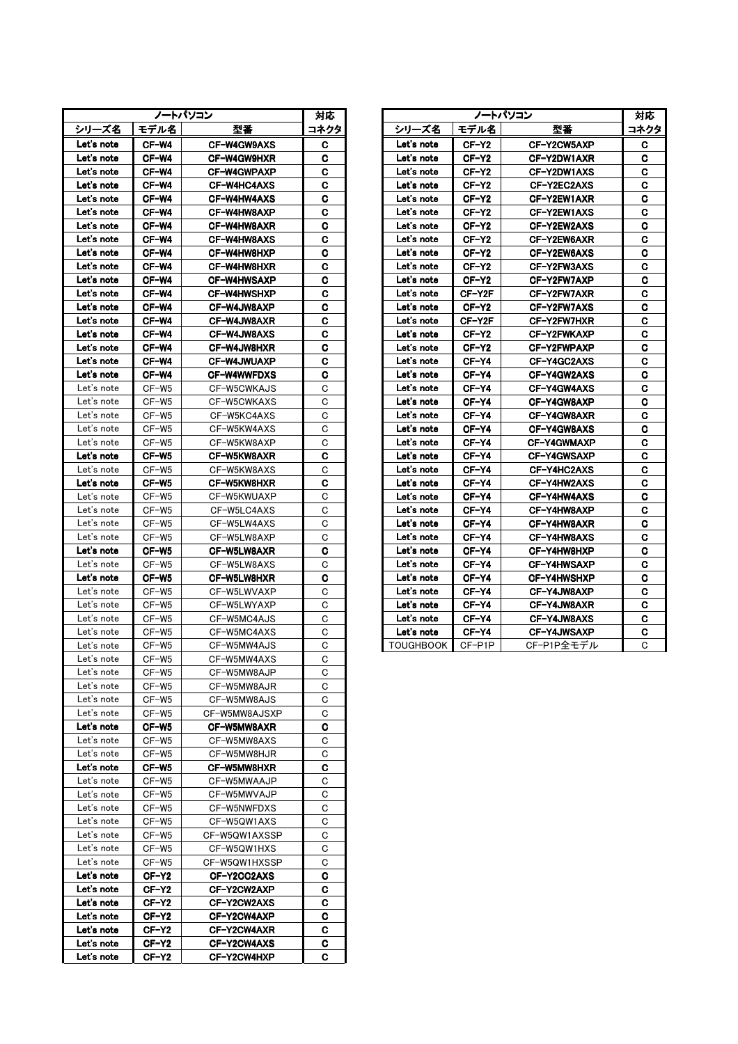| ノートパソコン | | | 対応 |
| --- | --- | --- | --- |
| シリーズ名 | モデル名 | 型番 | コネクタ |
| Let's note | CF-W4 | CF-W4GW9AXS | C |
| Let's note | CF-W4 | CF-W4GW9HXR | C |
| Let's note | CF-W4 | CF-W4GWPAXP | C |
| Let's note | CF-W4 | CF-W4HC4AXS | C |
| Let's note | CF-W4 | CF-W4HW4AXS | C |
| Let's note | CF-W4 | CF-W4HW8AXP | C |
| Let's note | CF-W4 | CF-W4HW8AXR | C |
| Let's note | CF-W4 | CF-W4HW8AXS | C |
| Let's note | CF-W4 | CF-W4HW8HXP | C |
| Let's note | CF-W4 | CF-W4HW8HXR | C |
| Let's note | CF-W4 | CF-W4HWSAXP | C |
| Let's note | CF-W4 | CF-W4HWSHXP | C |
| Let's note | CF-W4 | CF-W4JW8AXP | C |
| Let's note | CF-W4 | CF-W4JW8AXR | C |
| Let's note | CF-W4 | CF-W4JW8AXS | C |
| Let's note | CF-W4 | CF-W4JW8HXR | C |
| Let's note | CF-W4 | CF-W4JWUAXP | C |
| Let's note | CF-W4 | CF-W4WWFDXS | C |
| Let's note | CF-W5 | CF-W5CWKAJS | C |
| Let's note | CF-W5 | CF-W5CWKAXS | C |
| Let's note | CF-W5 | CF-W5KC4AXS | C |
| Let's note | CF-W5 | CF-W5KW4AXS | C |
| Let's note | CF-W5 | CF-W5KW8AXP | C |
| Let's note | CF-W5 | CF-W5KW8AXR | C |
| Let's note | CF-W5 | CF-W5KW8AXS | C |
| Let's note | CF-W5 | CF-W5KW8HXR | C |
| Let's note | CF-W5 | CF-W5KWUAXP | C |
| Let's note | CF-W5 | CF-W5LC4AXS | C |
| Let's note | CF-W5 | CF-W5LW4AXS | C |
| Let's note | CF-W5 | CF-W5LW8AXP | C |
| Let's note | CF-W5 | CF-W5LW8AXR | C |
| Let's note | CF-W5 | CF-W5LW8AXS | C |
| Let's note | CF-W5 | CF-W5LW8HXR | C |
| Let's note | CF-W5 | CF-W5LWVAXP | C |
| Let's note | CF-W5 | CF-W5LWYAXP | C |
| Let's note | CF-W5 | CF-W5MC4AJS | C |
| Let's note | CF-W5 | CF-W5MC4AXS | C |
| Let's note | CF-W5 | CF-W5MW4AJS | C |
| Let's note | CF-W5 | CF-W5MW4AXS | C |
| Let's note | CF-W5 | CF-W5MW8AJP | C |
| Let's note | CF-W5 | CF-W5MW8AJR | C |
| Let's note | CF-W5 | CF-W5MW8AJS | C |
| Let's note | CF-W5 | CF-W5MW8AJSXP | C |
| Let's note | CF-W5 | CF-W5MW8AXR | C |
| Let's note | CF-W5 | CF-W5MW8AXS | C |
| Let's note | CF-W5 | CF-W5MW8HJR | C |
| Let's note | CF-W5 | CF-W5MW8HXR | C |
| Let's note | CF-W5 | CF-W5MWAAJP | C |
| Let's note | CF-W5 | CF-W5MWVAJP | C |
| Let's note | CF-W5 | CF-W5NWFDXS | C |
| Let's note | CF-W5 | CF-W5QW1AXS | C |
| Let's note | CF-W5 | CF-W5QW1AXSSP | C |
| Let's note | CF-W5 | CF-W5QW1HXS | C |
| Let's note | CF-W5 | CF-W5QW1HXSSP | C |
| Let's note | CF-Y2 | CF-Y2CC2AXS | C |
| Let's note | CF-Y2 | CF-Y2CW2AXP | C |
| Let's note | CF-Y2 | CF-Y2CW2AXS | C |
| Let's note | CF-Y2 | CF-Y2CW4AXP | C |
| Let's note | CF-Y2 | CF-Y2CW4AXR | C |
| Let's note | CF-Y2 | CF-Y2CW4AXS | C |
| Let's note | CF-Y2 | CF-Y2CW4HXP | C |
| Let's note | CF-Y2 | CF-Y2CW5AXP | C |
| Let's note | CF-Y2 | CF-Y2DW1AXR | C |
| Let's note | CF-Y2 | CF-Y2DW1AXS | C |
| Let's note | CF-Y2 | CF-Y2EC2AXS | C |
| Let's note | CF-Y2 | CF-Y2EW1AXR | C |
| Let's note | CF-Y2 | CF-Y2EW1AXS | C |
| Let's note | CF-Y2 | CF-Y2EW2AXS | C |
| Let's note | CF-Y2 | CF-Y2EW6AXR | C |
| Let's note | CF-Y2 | CF-Y2EW6AXS | C |
| Let's note | CF-Y2 | CF-Y2FW3AXS | C |
| Let's note | CF-Y2 | CF-Y2FW7AXP | C |
| Let's note | CF-Y2F | CF-Y2FW7AXR | C |
| Let's note | CF-Y2 | CF-Y2FW7AXS | C |
| Let's note | CF-Y2F | CF-Y2FW7HXR | C |
| Let's note | CF-Y2 | CF-Y2FWKAXP | C |
| Let's note | CF-Y2 | CF-Y2FWPAXP | C |
| Let's note | CF-Y4 | CF-Y4GC2AXS | C |
| Let's note | CF-Y4 | CF-Y4GW2AXS | C |
| Let's note | CF-Y4 | CF-Y4GW4AXS | C |
| Let's note | CF-Y4 | CF-Y4GW8AXP | C |
| Let's note | CF-Y4 | CF-Y4GW8AXR | C |
| Let's note | CF-Y4 | CF-Y4GW8AXS | C |
| Let's note | CF-Y4 | CF-Y4GWMAXP | C |
| Let's note | CF-Y4 | CF-Y4GWSAXP | C |
| Let's note | CF-Y4 | CF-Y4HC2AXS | C |
| Let's note | CF-Y4 | CF-Y4HW2AXS | C |
| Let's note | CF-Y4 | CF-Y4HW4AXS | C |
| Let's note | CF-Y4 | CF-Y4HW8AXP | C |
| Let's note | CF-Y4 | CF-Y4HW8AXR | C |
| Let's note | CF-Y4 | CF-Y4HW8AXS | C |
| Let's note | CF-Y4 | CF-Y4HW8HXP | C |
| Let's note | CF-Y4 | CF-Y4HWSAXP | C |
| Let's note | CF-Y4 | CF-Y4HWSHXP | C |
| Let's note | CF-Y4 | CF-Y4JW8AXP | C |
| Let's note | CF-Y4 | CF-Y4JW8AXR | C |
| Let's note | CF-Y4 | CF-Y4JW8AXS | C |
| Let's note | CF-Y4 | CF-Y4JWSAXP | C |
| TOUGHBOOK | CF-P1P | CF-P1P全モデル | C |